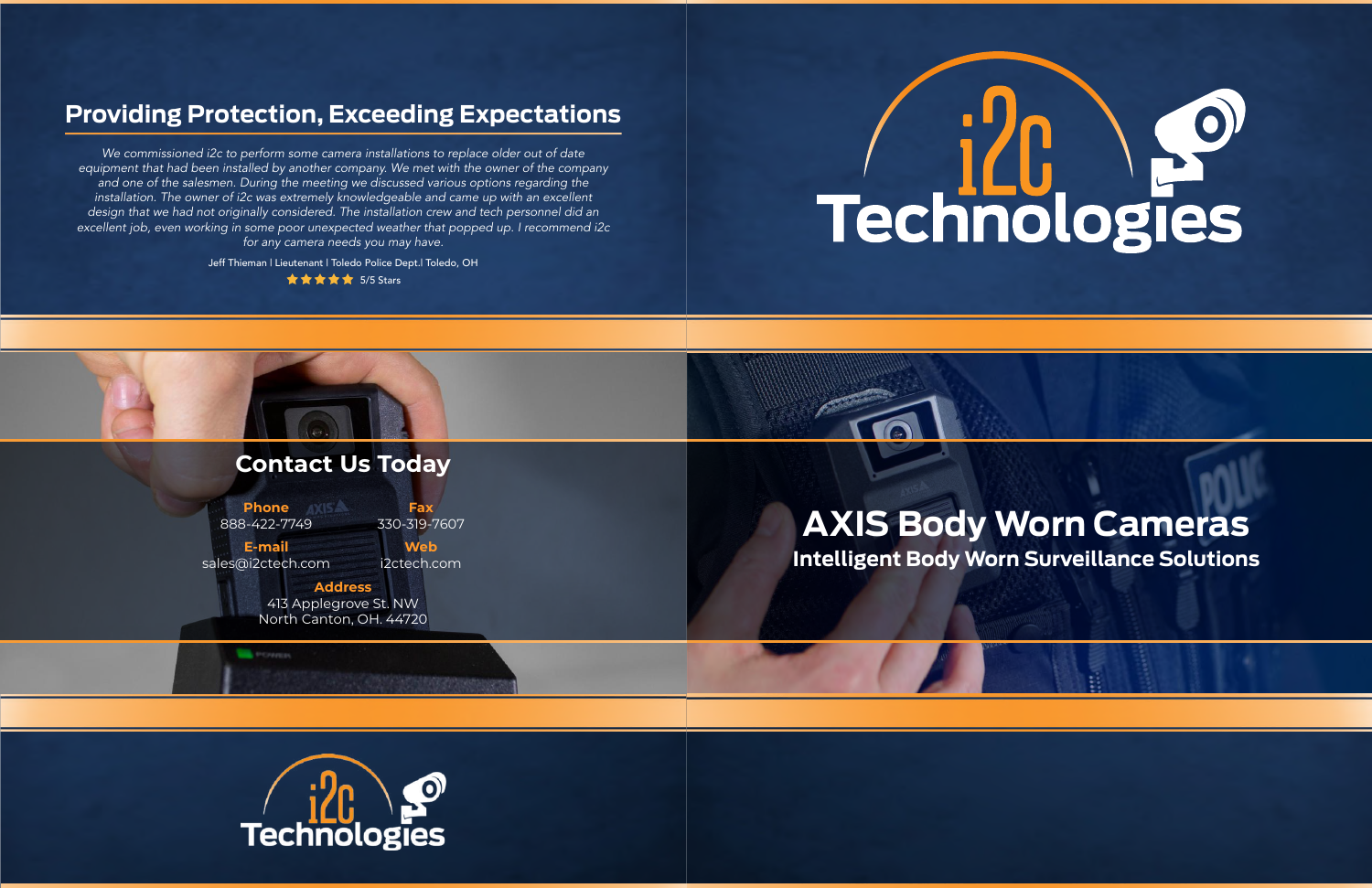## Providing Protection, Exceeding Expectations

*We commissioned i2c to perform some camera installations to replace older out of date equipment that had been installed by another company. We met with the owner of the company and one of the salesmen. During the meeting we discussed various options regarding the installation. The owner of i2c was extremely knowledgeable and came up with an excellent design that we had not originally considered. The installation crew and tech personnel did an excellent job, even working in some poor unexpected weather that popped up. I recommend i2c for any camera needs you may have.*

Jeff Thieman | Lieutenant | Toledo Police Dept.| Toledo, OH

★★★★★ 5/5 Stars

i2c Technologies

## Contact Us Today

**Phone**
888-422-7749

**Fax**
330-319-7607

**E-mail**
sales@i2ctech.com

**Web**
i2ctech.com

**Address**
413 Applegrove St. NW
North Canton, OH. 44720

# AXIS Body Worn Cameras

### Intelligent Body Worn Surveillance Solutions

i2c Technologies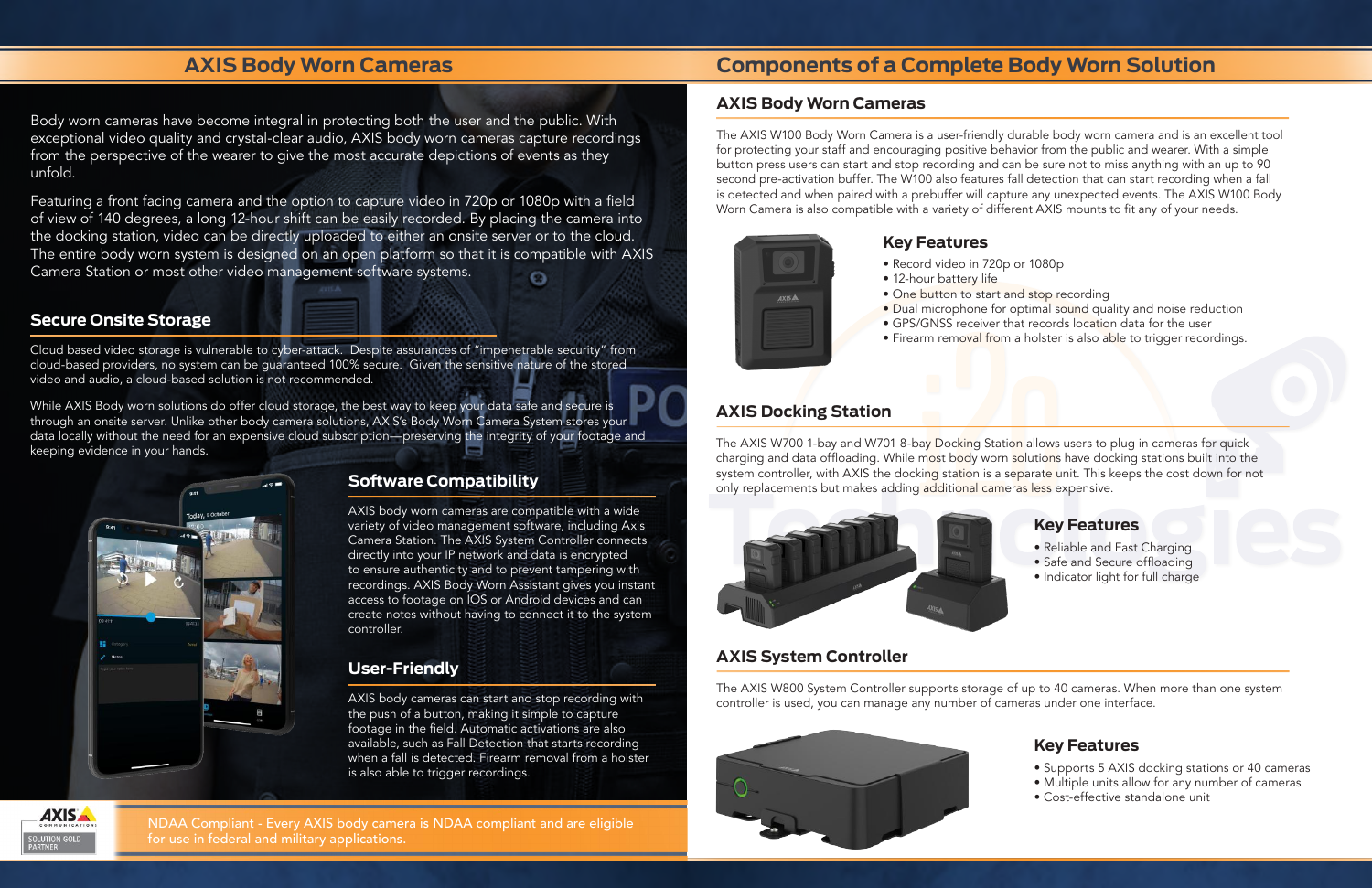# AXIS Body Worn Cameras

Body worn cameras have become integral in protecting both the user and the public. With exceptional video quality and crystal-clear audio, AXIS body worn cameras capture recordings from the perspective of the wearer to give the most accurate depictions of events as they unfold.

Featuring a front facing camera and the option to capture video in 720p or 1080p with a field of view of 140 degrees, a long 12-hour shift can be easily recorded. By placing the camera into the docking station, video can be directly uploaded to either an onsite server or to the cloud. The entire body worn system is designed on an open platform so that it is compatible with AXIS Camera Station or most other video management software systems.

## Secure Onsite Storage

Cloud based video storage is vulnerable to cyber-attack. Despite assurances of "impenetrable security" from cloud-based providers, no system can be guaranteed 100% secure. Given the sensitive nature of the stored video and audio, a cloud-based solution is not recommended.

While AXIS Body worn solutions do offer cloud storage, the best way to keep your data safe and secure is through an onsite server. Unlike other body camera solutions, AXIS's Body Worn Camera System stores your data locally without the need for an expensive cloud subscription—preserving the integrity of your footage and keeping evidence in your hands.

## Software Compatibility

AXIS body worn cameras are compatible with a wide variety of video management software, including Axis Camera Station. The AXIS System Controller connects directly into your IP network and data is encrypted to ensure authenticity and to prevent tampering with recordings. AXIS Body Worn Assistant gives you instant access to footage on IOS or Android devices and can create notes without having to connect it to the system controller.

## User-Friendly

AXIS body cameras can start and stop recording with the push of a button, making it simple to capture footage in the field. Automatic activations are also available, such as Fall Detection that starts recording when a fall is detected. Firearm removal from a holster is also able to trigger recordings.

NDAA Compliant - Every AXIS body camera is NDAA compliant and are eligible for use in federal and military applications.

# Components of a Complete Body Worn Solution

## AXIS Body Worn Cameras

The AXIS W100 Body Worn Camera is a user-friendly durable body worn camera and is an excellent tool for protecting your staff and encouraging positive behavior from the public and wearer. With a simple button press users can start and stop recording and can be sure not to miss anything with an up to 90 second pre-activation buffer. The W100 also features fall detection that can start recording when a fall is detected and when paired with a prebuffer will capture any unexpected events. The AXIS W100 Body Worn Camera is also compatible with a variety of different AXIS mounts to fit any of your needs.

### Key Features

- Record video in 720p or 1080p
- 12-hour battery life
- One button to start and stop recording
- Dual microphone for optimal sound quality and noise reduction
- GPS/GNSS receiver that records location data for the user
- Firearm removal from a holster is also able to trigger recordings.

## AXIS Docking Station

The AXIS W700 1-bay and W701 8-bay Docking Station allows users to plug in cameras for quick charging and data offloading. While most body worn solutions have docking stations built into the system controller, with AXIS the docking station is a separate unit. This keeps the cost down for not only replacements but makes adding additional cameras less expensive.

### Key Features

- Reliable and Fast Charging
- Safe and Secure offloading
- Indicator light for full charge

## AXIS System Controller

The AXIS W800 System Controller supports storage of up to 40 cameras. When more than one system controller is used, you can manage any number of cameras under one interface.

### Key Features

- Supports 5 AXIS docking stations or 40 cameras
- Multiple units allow for any number of cameras
- Cost-effective standalone unit